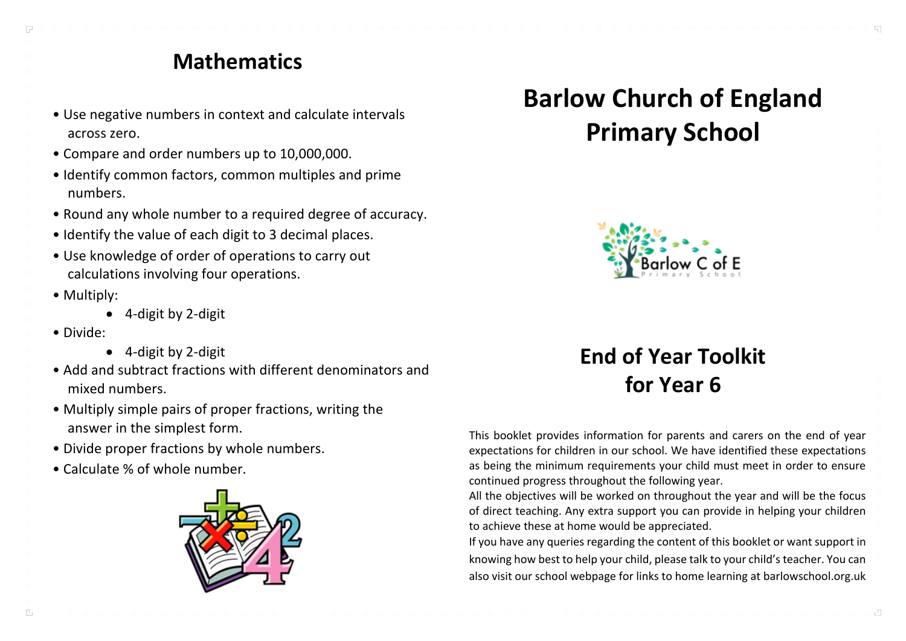## Mathematics

- Use negative numbers in context and calculate intervals across zero.
- Compare and order numbers up to 10,000,000.
- Identify common factors, common multiples and prime numbers.
- Round any whole number to a required degree of accuracy.
- Identify the value of each digit to 3 decimal places.
- Use knowledge of order of operations to carry out calculations involving four operations.
- Multiply:
  - 4-digit by 2-digit
- Divide:
  - 4-digit by 2-digit
- Add and subtract fractions with different denominators and mixed numbers.
- Multiply simple pairs of proper fractions, writing the answer in the simplest form.
- Divide proper fractions by whole numbers.
- Calculate % of whole number.

# Barlow Church of England Primary School

## End of Year Toolkit for Year 6

This booklet provides information for parents and carers on the end of year expectations for children in our school. We have identified these expectations as being the minimum requirements your child must meet in order to ensure continued progress throughout the following year.

All the objectives will be worked on throughout the year and will be the focus of direct teaching. Any extra support you can provide in helping your children to achieve these at home would be appreciated.

If you have any queries regarding the content of this booklet or want support in knowing how best to help your child, please talk to your child's teacher. You can also visit our school webpage for links to home learning at barlowschool.org.uk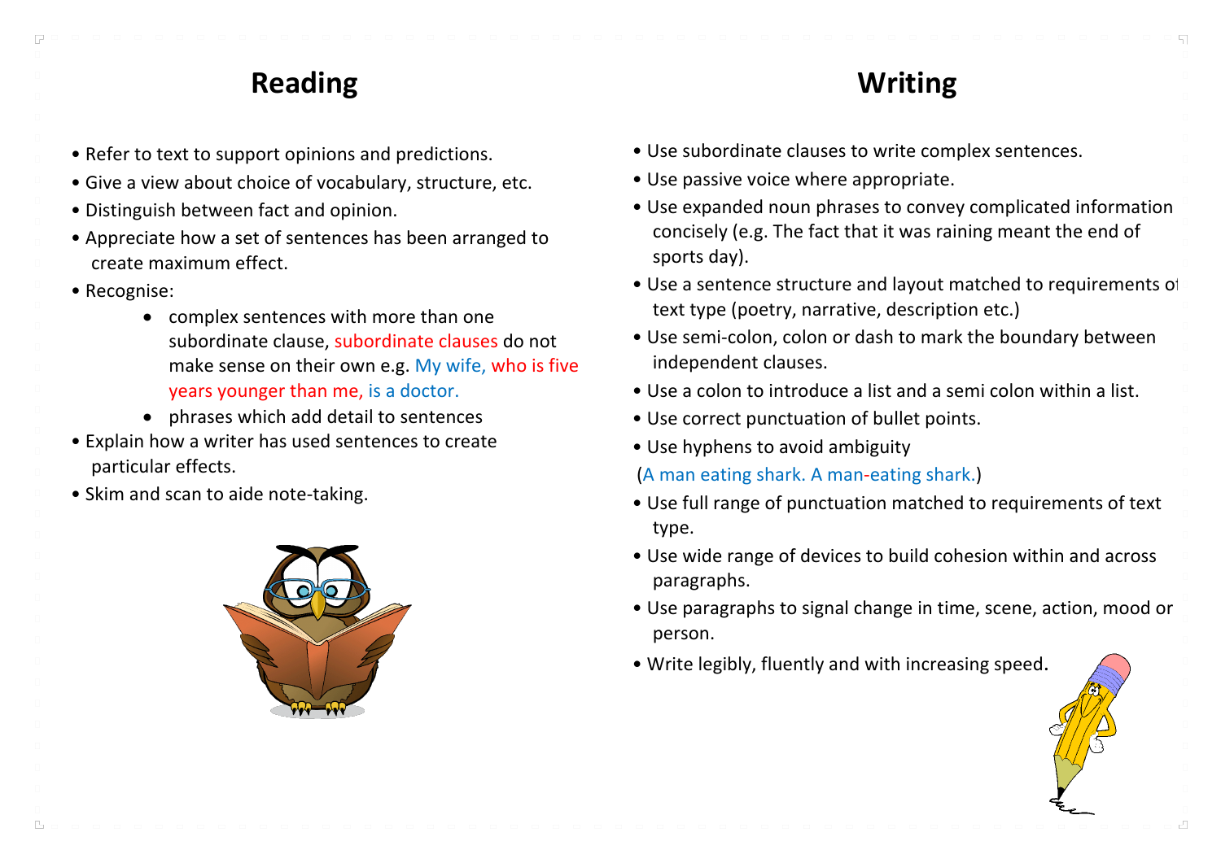## Reading

- Refer to text to support opinions and predictions.
- Give a view about choice of vocabulary, structure, etc.
- Distinguish between fact and opinion.
- Appreciate how a set of sentences has been arranged to create maximum effect.
- Recognise:
  - complex sentences with more than one subordinate clause, subordinate clauses do not make sense on their own e.g. My wife, who is five years younger than me, is a doctor.
  - phrases which add detail to sentences
- Explain how a writer has used sentences to create particular effects.
- Skim and scan to aide note-taking.

## Writing

- Use subordinate clauses to write complex sentences.
- Use passive voice where appropriate.
- Use expanded noun phrases to convey complicated information concisely (e.g. The fact that it was raining meant the end of sports day).
- Use a sentence structure and layout matched to requirements of text type (poetry, narrative, description etc.)
- Use semi-colon, colon or dash to mark the boundary between independent clauses.
- Use a colon to introduce a list and a semi colon within a list.
- Use correct punctuation of bullet points.
- Use hyphens to avoid ambiguity

(A man eating shark. A man-eating shark.)

- Use full range of punctuation matched to requirements of text type.
- Use wide range of devices to build cohesion within and across paragraphs.
- Use paragraphs to signal change in time, scene, action, mood or person.
- Write legibly, fluently and with increasing speed.